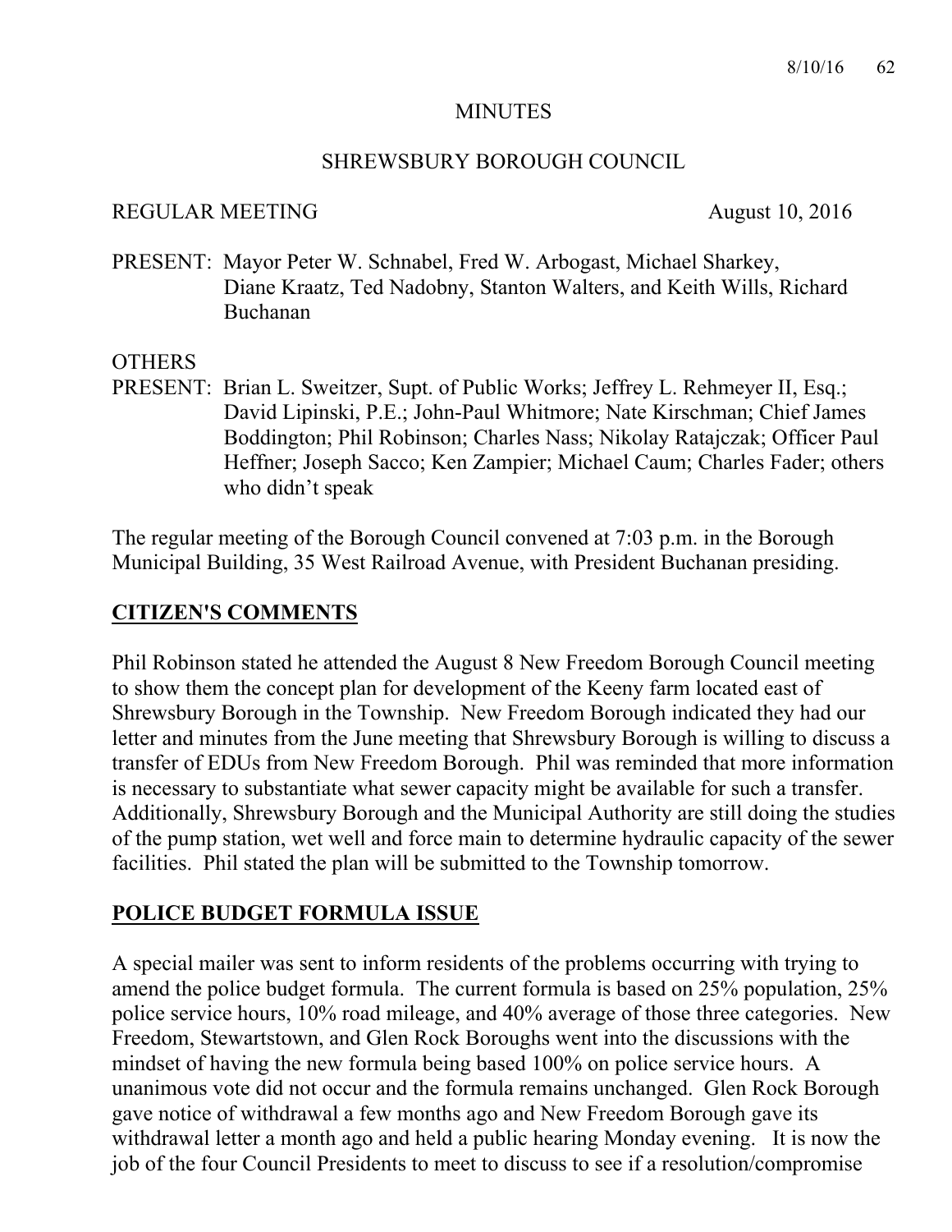# MINUTES

## SHREWSBURY BOROUGH COUNCIL

REGULAR MEETING August 10, 2016

PRESENT: Mayor Peter W. Schnabel, Fred W. Arbogast, Michael Sharkey, Diane Kraatz, Ted Nadobny, Stanton Walters, and Keith Wills, Richard Buchanan

OTHERS PRESENT: Brian L. Sweitzer, Supt. of Public Works; Jeffrey L. Rehmeyer II, Esq.; David Lipinski, P.E.; John-Paul Whitmore; Nate Kirschman; Chief James Boddington; Phil Robinson; Charles Nass; Nikolay Ratajczak; Officer Paul Heffner; Joseph Sacco; Ken Zampier; Michael Caum; Charles Fader; others who didn't speak

The regular meeting of the Borough Council convened at 7:03 p.m. in the Borough Municipal Building, 35 West Railroad Avenue, with President Buchanan presiding.

## CITIZEN'S COMMENTS

Phil Robinson stated he attended the August 8 New Freedom Borough Council meeting to show them the concept plan for development of the Keeny farm located east of Shrewsbury Borough in the Township. New Freedom Borough indicated they had our letter and minutes from the June meeting that Shrewsbury Borough is willing to discuss a transfer of EDUs from New Freedom Borough. Phil was reminded that more information is necessary to substantiate what sewer capacity might be available for such a transfer. Additionally, Shrewsbury Borough and the Municipal Authority are still doing the studies of the pump station, wet well and force main to determine hydraulic capacity of the sewer facilities. Phil stated the plan will be submitted to the Township tomorrow.

## POLICE BUDGET FORMULA ISSUE

A special mailer was sent to inform residents of the problems occurring with trying to amend the police budget formula. The current formula is based on 25% population, 25% police service hours, 10% road mileage, and 40% average of those three categories. New Freedom, Stewartstown, and Glen Rock Boroughs went into the discussions with the mindset of having the new formula being based 100% on police service hours. A unanimous vote did not occur and the formula remains unchanged. Glen Rock Borough gave notice of withdrawal a few months ago and New Freedom Borough gave its withdrawal letter a month ago and held a public hearing Monday evening. It is now the job of the four Council Presidents to meet to discuss to see if a resolution/compromise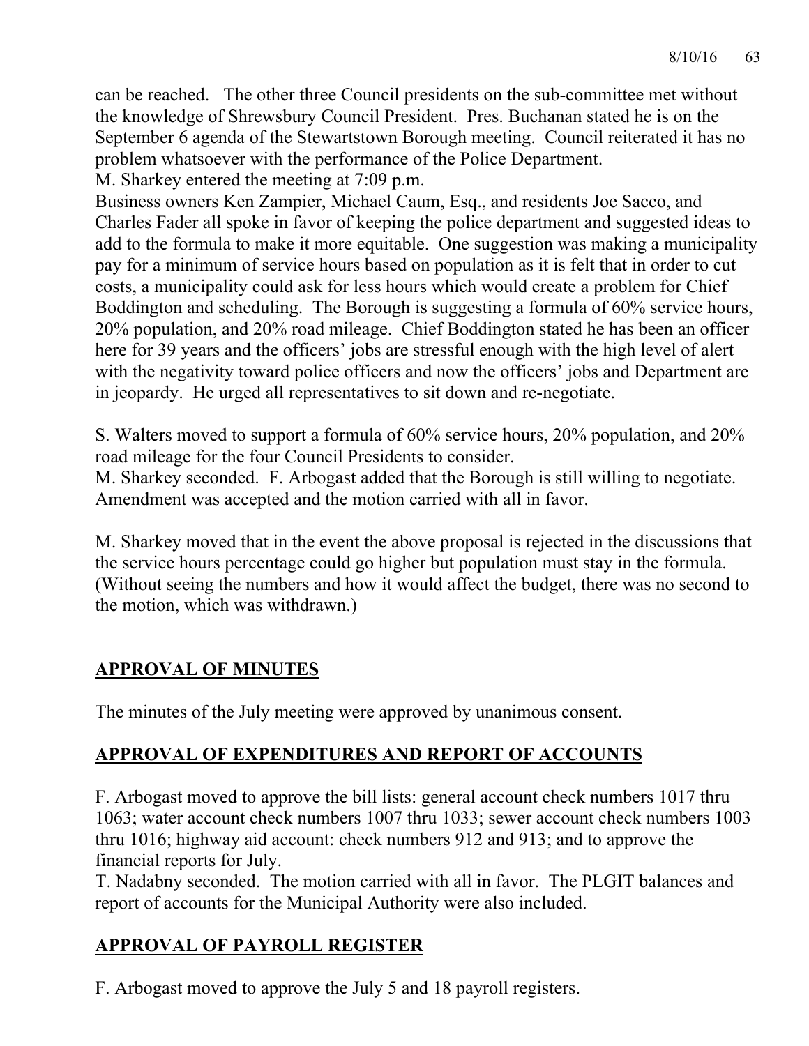can be reached. The other three Council presidents on the sub-committee met without the knowledge of Shrewsbury Council President. Pres. Buchanan stated he is on the September 6 agenda of the Stewartstown Borough meeting. Council reiterated it has no problem whatsoever with the performance of the Police Department.
M. Sharkey entered the meeting at 7:09 p.m.
Business owners Ken Zampier, Michael Caum, Esq., and residents Joe Sacco, and Charles Fader all spoke in favor of keeping the police department and suggested ideas to add to the formula to make it more equitable. One suggestion was making a municipality pay for a minimum of service hours based on population as it is felt that in order to cut costs, a municipality could ask for less hours which would create a problem for Chief Boddington and scheduling. The Borough is suggesting a formula of 60% service hours, 20% population, and 20% road mileage. Chief Boddington stated he has been an officer here for 39 years and the officers' jobs are stressful enough with the high level of alert with the negativity toward police officers and now the officers' jobs and Department are in jeopardy. He urged all representatives to sit down and re-negotiate.

S. Walters moved to support a formula of 60% service hours, 20% population, and 20% road mileage for the four Council Presidents to consider.
M. Sharkey seconded. F. Arbogast added that the Borough is still willing to negotiate. Amendment was accepted and the motion carried with all in favor.

M. Sharkey moved that in the event the above proposal is rejected in the discussions that the service hours percentage could go higher but population must stay in the formula. (Without seeing the numbers and how it would affect the budget, there was no second to the motion, which was withdrawn.)

## APPROVAL OF MINUTES

The minutes of the July meeting were approved by unanimous consent.

## APPROVAL OF EXPENDITURES AND REPORT OF ACCOUNTS

F. Arbogast moved to approve the bill lists: general account check numbers 1017 thru 1063; water account check numbers 1007 thru 1033; sewer account check numbers 1003 thru 1016; highway aid account: check numbers 912 and 913; and to approve the financial reports for July.
T. Nadabny seconded. The motion carried with all in favor. The PLGIT balances and report of accounts for the Municipal Authority were also included.

## APPROVAL OF PAYROLL REGISTER

F. Arbogast moved to approve the July 5 and 18 payroll registers.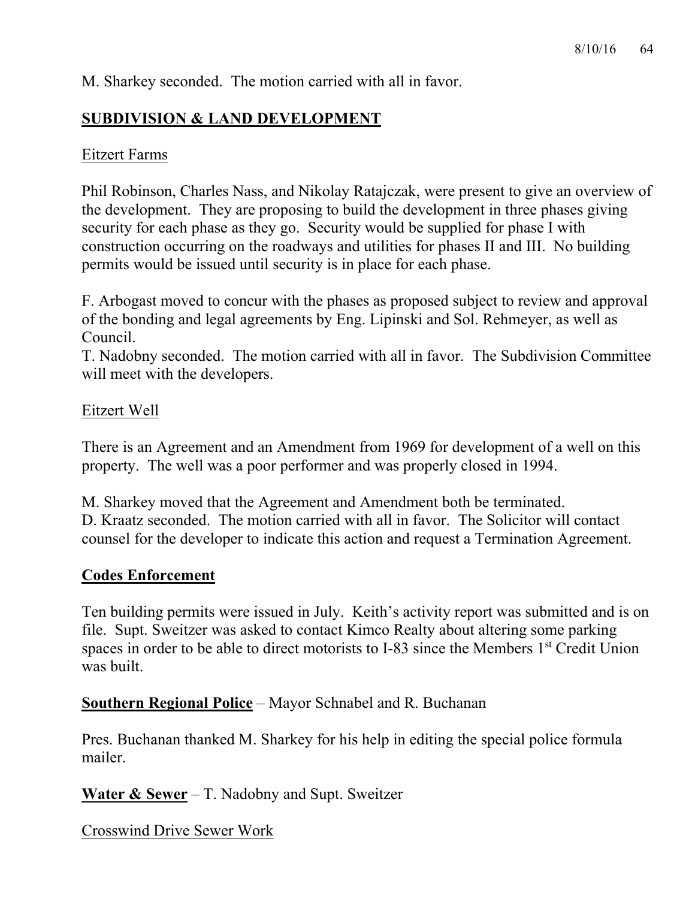M. Sharkey seconded. The motion carried with all in favor.

## **SUBDIVISION & LAND DEVELOPMENT**

Eitzert Farms

Phil Robinson, Charles Nass, and Nikolay Ratajczak, were present to give an overview of the development. They are proposing to build the development in three phases giving security for each phase as they go. Security would be supplied for phase I with construction occurring on the roadways and utilities for phases II and III. No building permits would be issued until security is in place for each phase.

F. Arbogast moved to concur with the phases as proposed subject to review and approval of the bonding and legal agreements by Eng. Lipinski and Sol. Rehmeyer, as well as Council.
T. Nadobny seconded. The motion carried with all in favor. The Subdivision Committee will meet with the developers.

Eitzert Well

There is an Agreement and an Amendment from 1969 for development of a well on this property. The well was a poor performer and was properly closed in 1994.

M. Sharkey moved that the Agreement and Amendment both be terminated.
D. Kraatz seconded. The motion carried with all in favor. The Solicitor will contact counsel for the developer to indicate this action and request a Termination Agreement.

## **Codes Enforcement**

Ten building permits were issued in July. Keith's activity report was submitted and is on file. Supt. Sweitzer was asked to contact Kimco Realty about altering some parking spaces in order to be able to direct motorists to I-83 since the Members 1st Credit Union was built.

**Southern Regional Police** – Mayor Schnabel and R. Buchanan

Pres. Buchanan thanked M. Sharkey for his help in editing the special police formula mailer.

**Water & Sewer** – T. Nadobny and Supt. Sweitzer

Crosswind Drive Sewer Work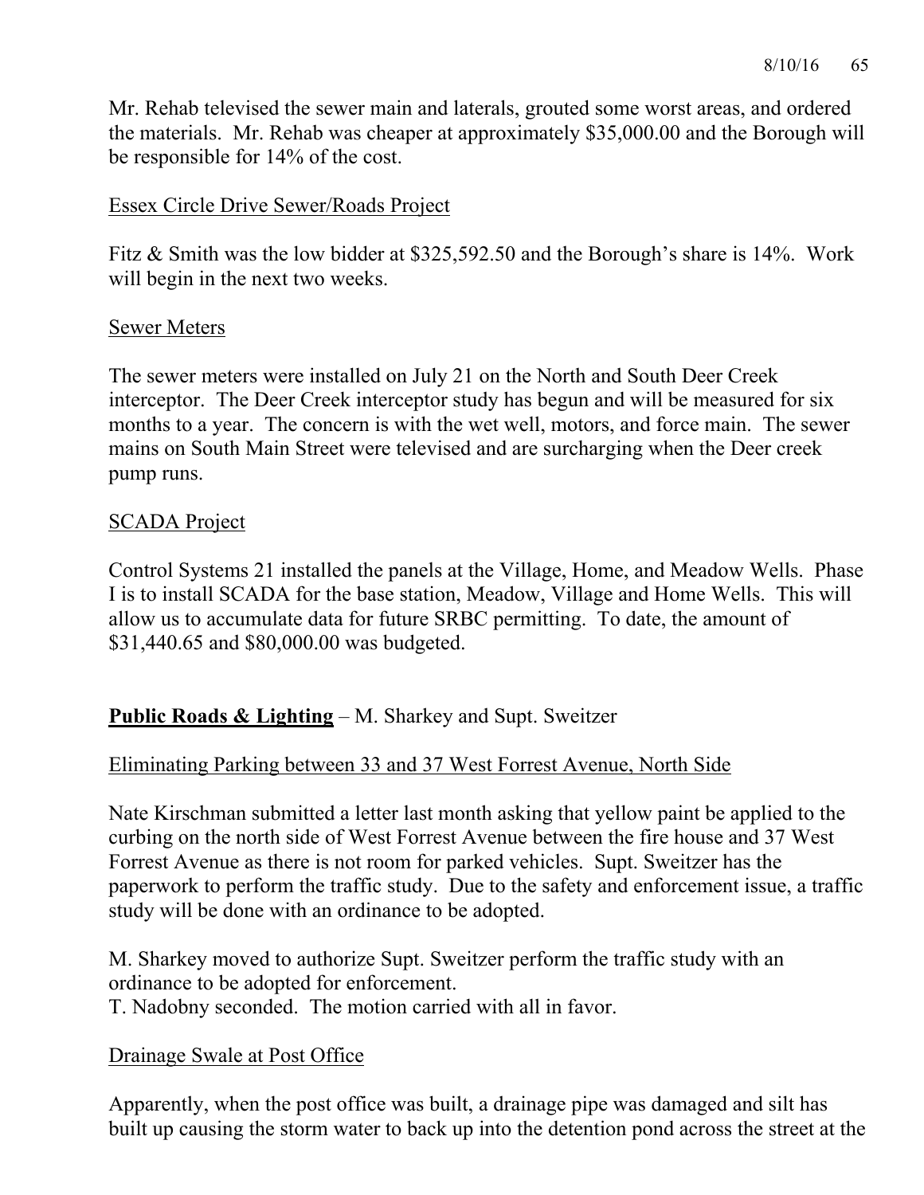Mr. Rehab televised the sewer main and laterals, grouted some worst areas, and ordered the materials. Mr. Rehab was cheaper at approximately $35,000.00 and the Borough will be responsible for 14% of the cost.

<u>Essex Circle Drive Sewer/Roads Project</u>

Fitz & Smith was the low bidder at $325,592.50 and the Borough's share is 14%. Work will begin in the next two weeks.

<u>Sewer Meters</u>

The sewer meters were installed on July 21 on the North and South Deer Creek interceptor. The Deer Creek interceptor study has begun and will be measured for six months to a year. The concern is with the wet well, motors, and force main. The sewer mains on South Main Street were televised and are surcharging when the Deer creek pump runs.

<u>SCADA Project</u>

Control Systems 21 installed the panels at the Village, Home, and Meadow Wells. Phase I is to install SCADA for the base station, Meadow, Village and Home Wells. This will allow us to accumulate data for future SRBC permitting. To date, the amount of $31,440.65 and $80,000.00 was budgeted.

**<u>Public Roads & Lighting</u>** – M. Sharkey and Supt. Sweitzer

<u>Eliminating Parking between 33 and 37 West Forrest Avenue, North Side</u>

Nate Kirschman submitted a letter last month asking that yellow paint be applied to the curbing on the north side of West Forrest Avenue between the fire house and 37 West Forrest Avenue as there is not room for parked vehicles. Supt. Sweitzer has the paperwork to perform the traffic study. Due to the safety and enforcement issue, a traffic study will be done with an ordinance to be adopted.

M. Sharkey moved to authorize Supt. Sweitzer perform the traffic study with an ordinance to be adopted for enforcement.
T. Nadobny seconded. The motion carried with all in favor.

<u>Drainage Swale at Post Office</u>

Apparently, when the post office was built, a drainage pipe was damaged and silt has built up causing the storm water to back up into the detention pond across the street at the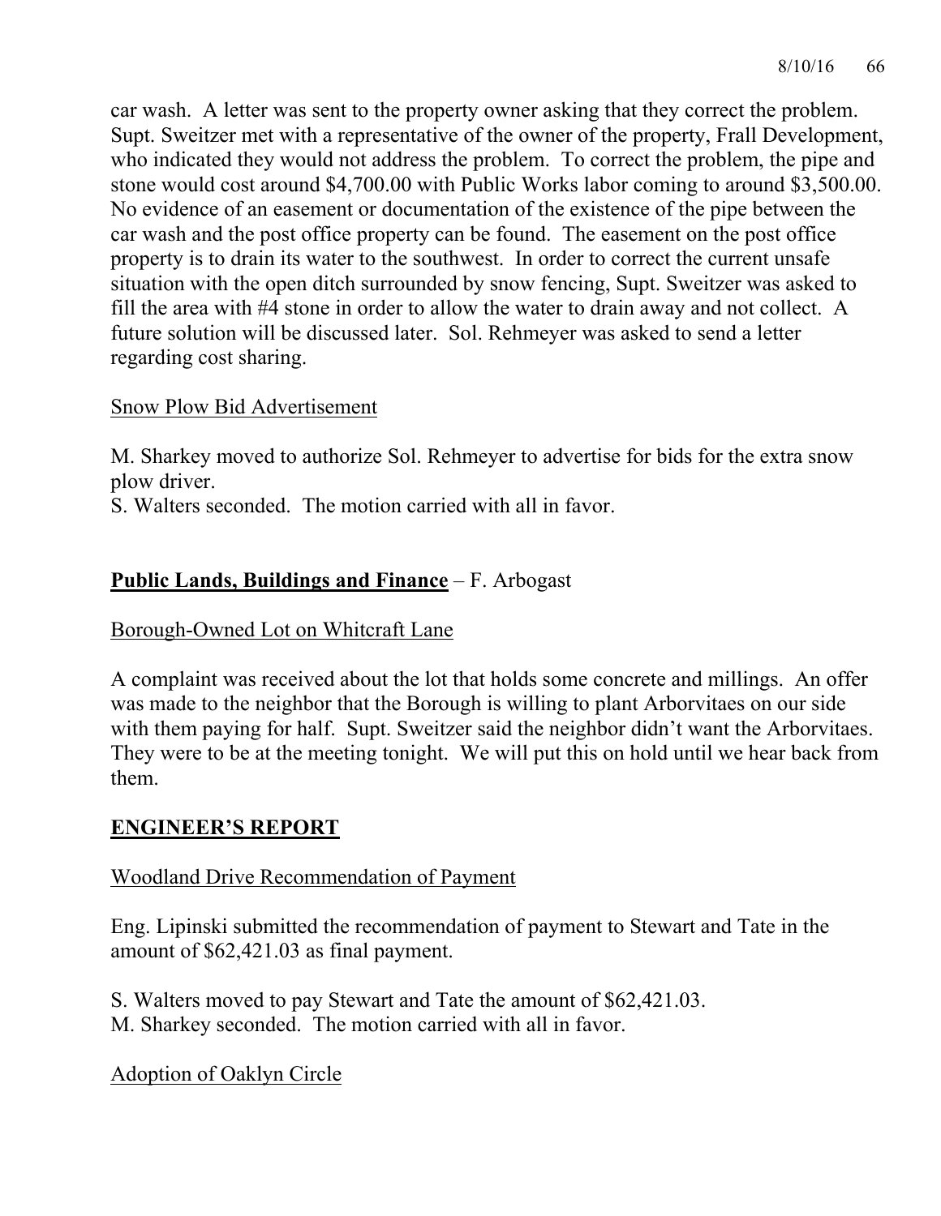car wash. A letter was sent to the property owner asking that they correct the problem. Supt. Sweitzer met with a representative of the owner of the property, Frall Development, who indicated they would not address the problem. To correct the problem, the pipe and stone would cost around $4,700.00 with Public Works labor coming to around $3,500.00. No evidence of an easement or documentation of the existence of the pipe between the car wash and the post office property can be found. The easement on the post office property is to drain its water to the southwest. In order to correct the current unsafe situation with the open ditch surrounded by snow fencing, Supt. Sweitzer was asked to fill the area with #4 stone in order to allow the water to drain away and not collect. A future solution will be discussed later. Sol. Rehmeyer was asked to send a letter regarding cost sharing.

<u>Snow Plow Bid Advertisement</u>

M. Sharkey moved to authorize Sol. Rehmeyer to advertise for bids for the extra snow plow driver.
S. Walters seconded. The motion carried with all in favor.

**<u>Public Lands, Buildings and Finance</u>** – F. Arbogast

<u>Borough-Owned Lot on Whitcraft Lane</u>

A complaint was received about the lot that holds some concrete and millings. An offer was made to the neighbor that the Borough is willing to plant Arborvitaes on our side with them paying for half. Supt. Sweitzer said the neighbor didn't want the Arborvitaes. They were to be at the meeting tonight. We will put this on hold until we hear back from them.

## <u>ENGINEER'S REPORT</u>

<u>Woodland Drive Recommendation of Payment</u>

Eng. Lipinski submitted the recommendation of payment to Stewart and Tate in the amount of $62,421.03 as final payment.

S. Walters moved to pay Stewart and Tate the amount of $62,421.03.
M. Sharkey seconded. The motion carried with all in favor.

<u>Adoption of Oaklyn Circle</u>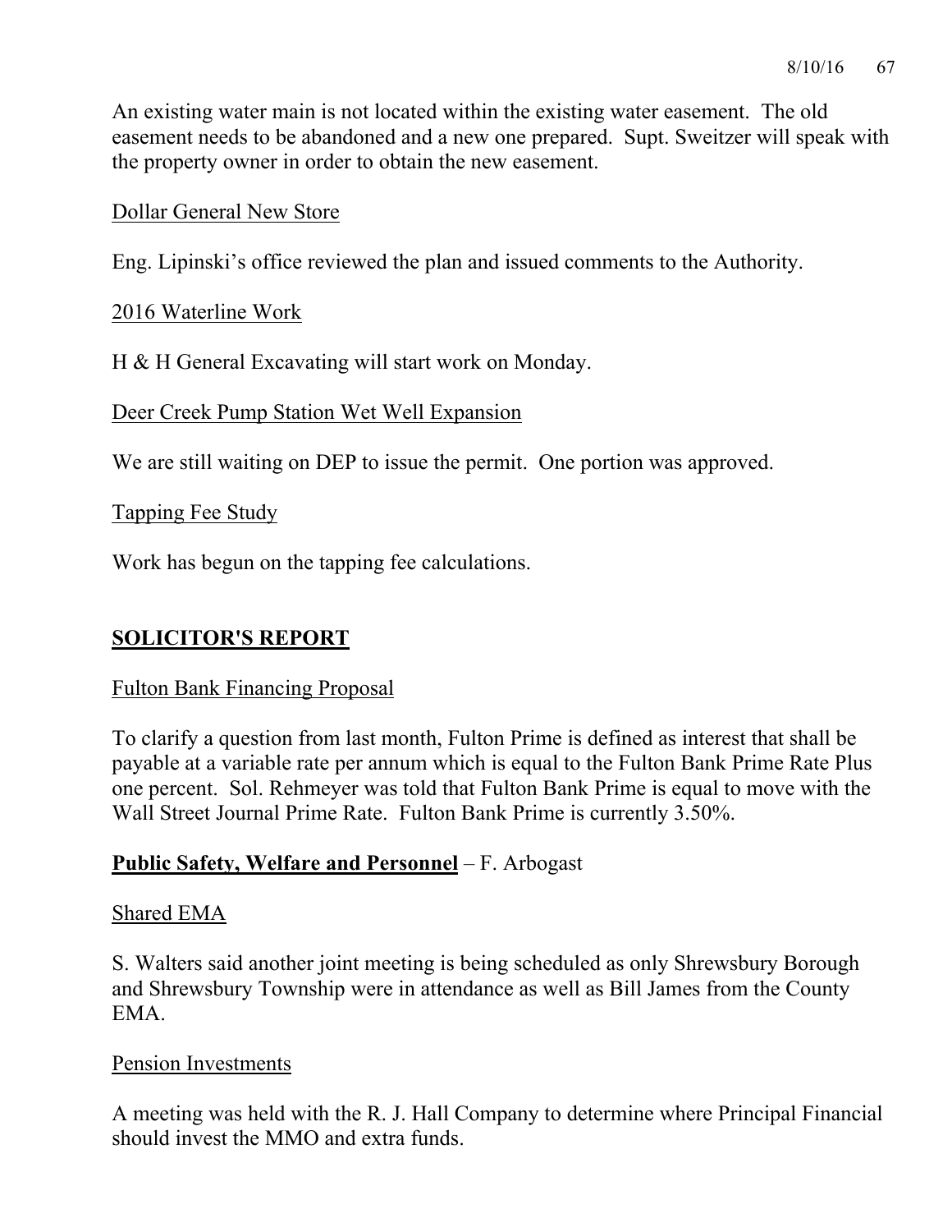An existing water main is not located within the existing water easement. The old easement needs to be abandoned and a new one prepared. Supt. Sweitzer will speak with the property owner in order to obtain the new easement.

<u>Dollar General New Store</u>

Eng. Lipinski's office reviewed the plan and issued comments to the Authority.

<u>2016 Waterline Work</u>

H & H General Excavating will start work on Monday.

<u>Deer Creek Pump Station Wet Well Expansion</u>

We are still waiting on DEP to issue the permit. One portion was approved.

<u>Tapping Fee Study</u>

Work has begun on the tapping fee calculations.

## SOLICITOR'S REPORT

<u>Fulton Bank Financing Proposal</u>

To clarify a question from last month, Fulton Prime is defined as interest that shall be payable at a variable rate per annum which is equal to the Fulton Bank Prime Rate Plus one percent. Sol. Rehmeyer was told that Fulton Bank Prime is equal to move with the Wall Street Journal Prime Rate. Fulton Bank Prime is currently 3.50%.

**Public Safety, Welfare and Personnel** – F. Arbogast

<u>Shared EMA</u>

S. Walters said another joint meeting is being scheduled as only Shrewsbury Borough and Shrewsbury Township were in attendance as well as Bill James from the County EMA.

<u>Pension Investments</u>

A meeting was held with the R. J. Hall Company to determine where Principal Financial should invest the MMO and extra funds.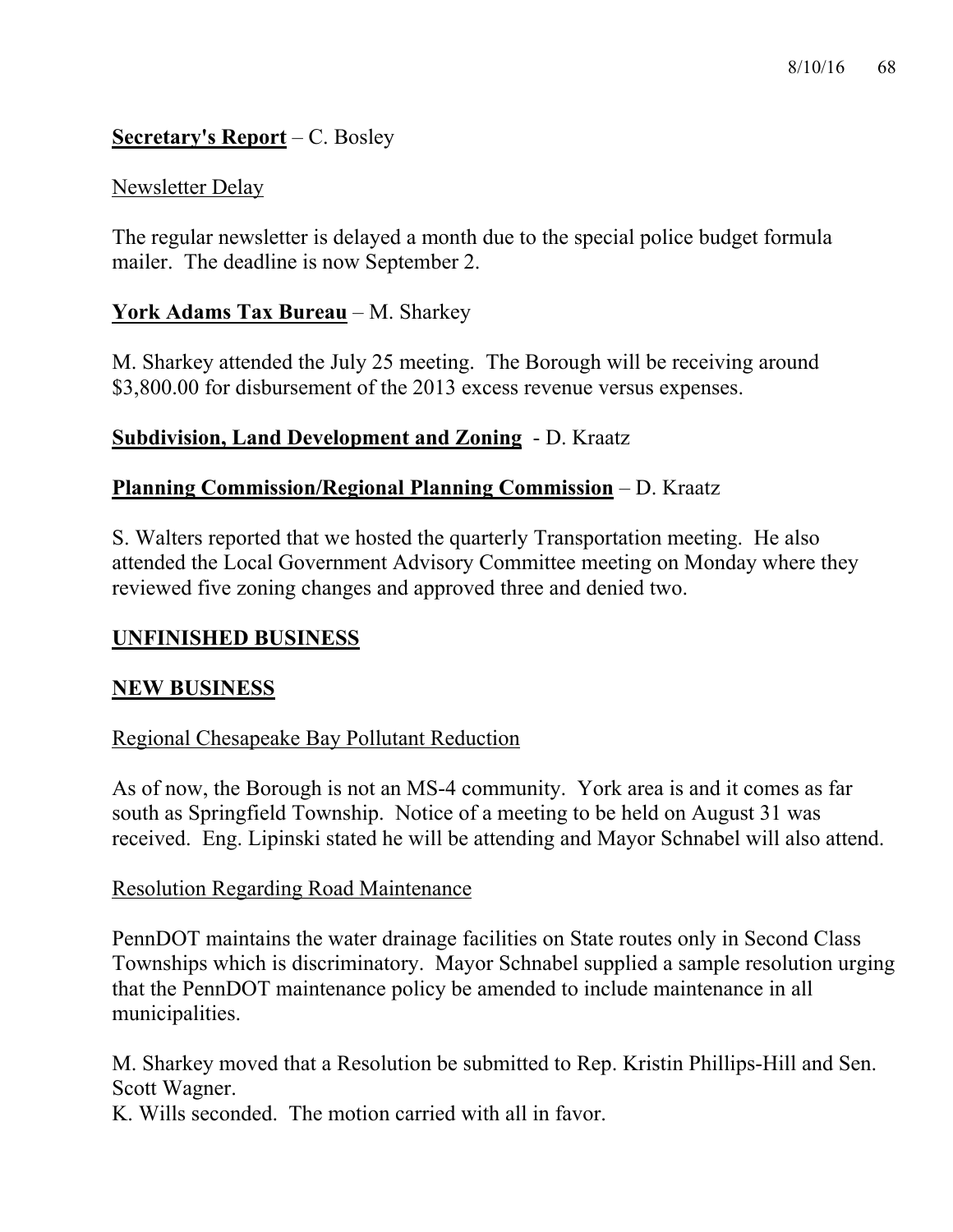**Secretary's Report** – C. Bosley

Newsletter Delay

The regular newsletter is delayed a month due to the special police budget formula mailer. The deadline is now September 2.

**York Adams Tax Bureau** – M. Sharkey

M. Sharkey attended the July 25 meeting. The Borough will be receiving around $3,800.00 for disbursement of the 2013 excess revenue versus expenses.

**Subdivision, Land Development and Zoning** - D. Kraatz

**Planning Commission/Regional Planning Commission** – D. Kraatz

S. Walters reported that we hosted the quarterly Transportation meeting. He also attended the Local Government Advisory Committee meeting on Monday where they reviewed five zoning changes and approved three and denied two.

**UNFINISHED BUSINESS**

**NEW BUSINESS**

Regional Chesapeake Bay Pollutant Reduction

As of now, the Borough is not an MS-4 community. York area is and it comes as far south as Springfield Township. Notice of a meeting to be held on August 31 was received. Eng. Lipinski stated he will be attending and Mayor Schnabel will also attend.

Resolution Regarding Road Maintenance

PennDOT maintains the water drainage facilities on State routes only in Second Class Townships which is discriminatory. Mayor Schnabel supplied a sample resolution urging that the PennDOT maintenance policy be amended to include maintenance in all municipalities.

M. Sharkey moved that a Resolution be submitted to Rep. Kristin Phillips-Hill and Sen. Scott Wagner.
K. Wills seconded. The motion carried with all in favor.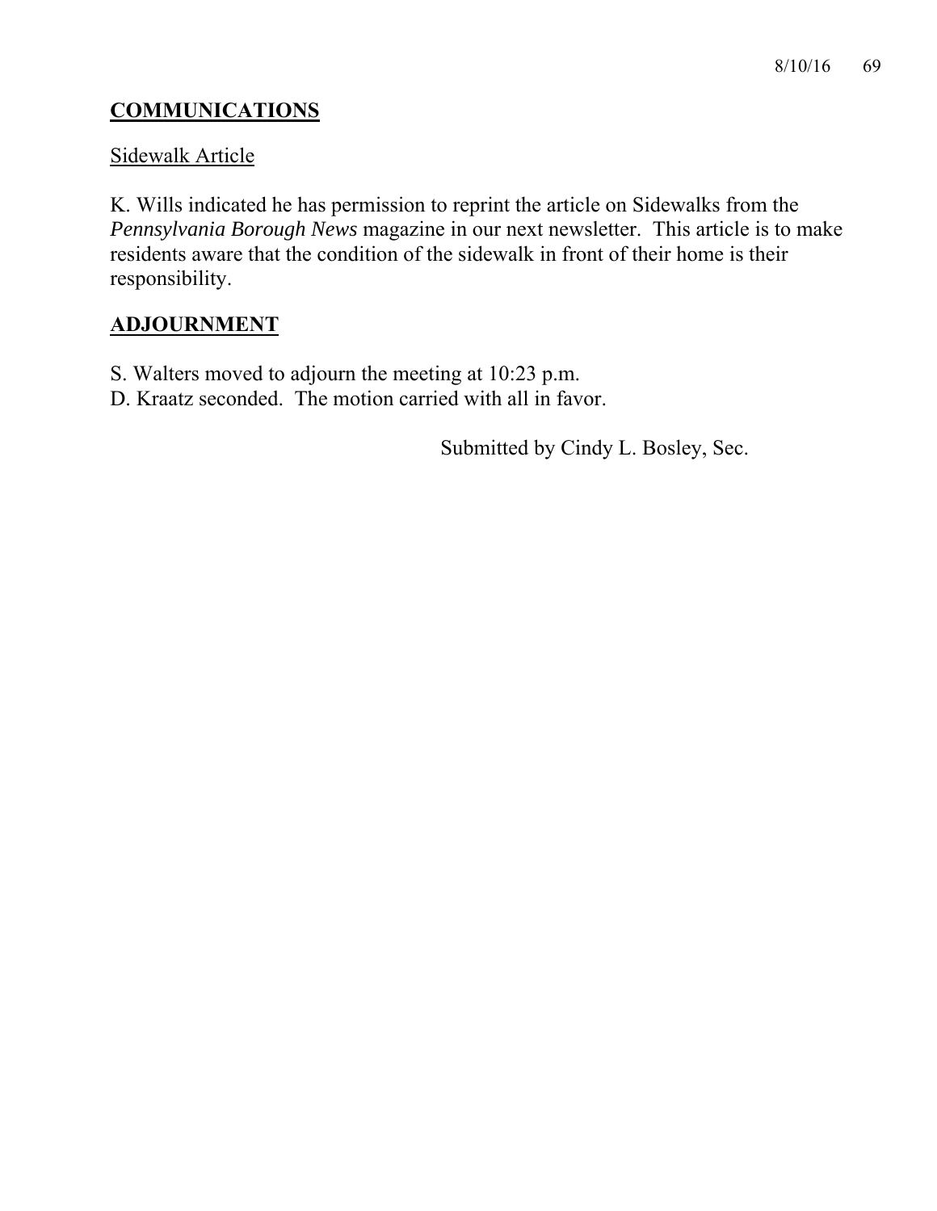## **COMMUNICATIONS**

Sidewalk Article

K. Wills indicated he has permission to reprint the article on Sidewalks from the *Pennsylvania Borough News* magazine in our next newsletter. This article is to make residents aware that the condition of the sidewalk in front of their home is their responsibility.

## **ADJOURNMENT**

S. Walters moved to adjourn the meeting at 10:23 p.m.
D. Kraatz seconded. The motion carried with all in favor.

Submitted by Cindy L. Bosley, Sec.